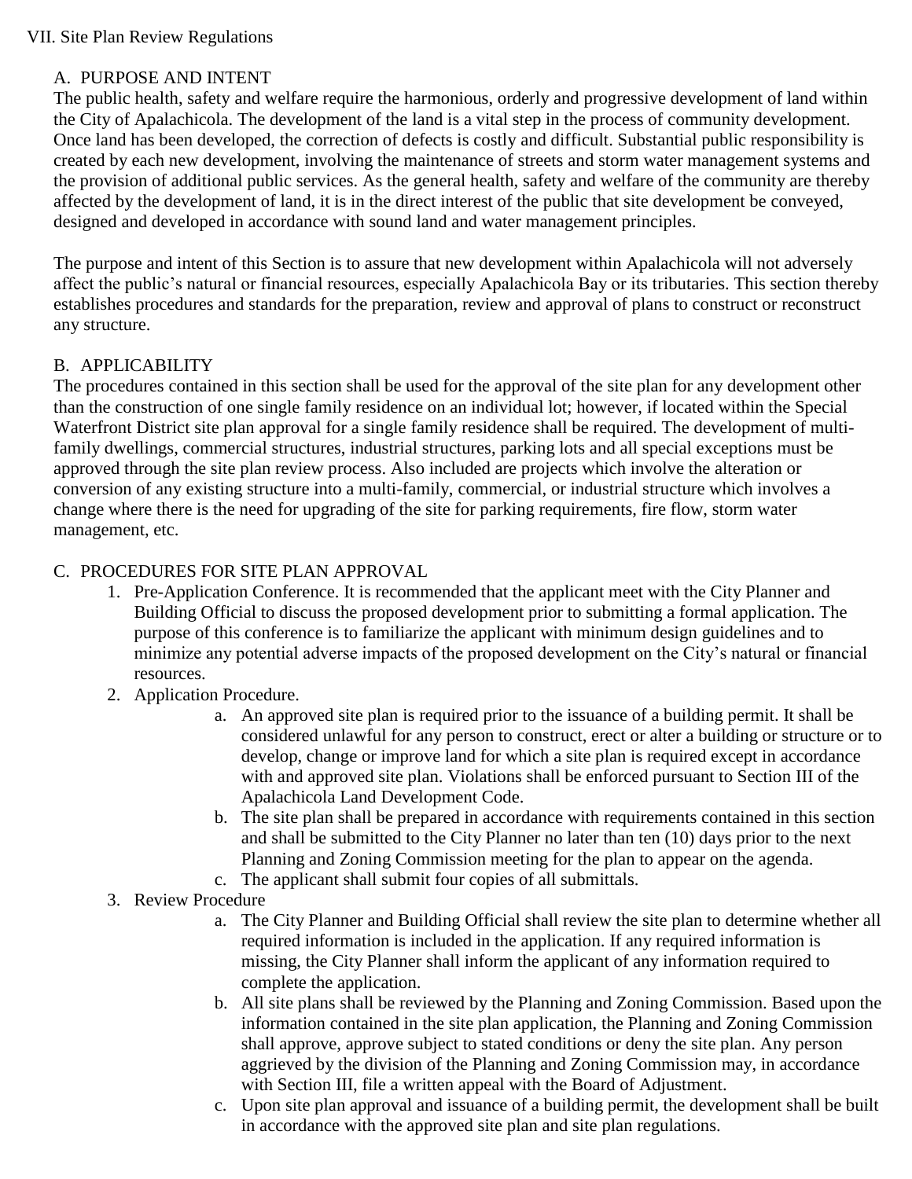# VII. Site Plan Review Regulations

## A. PURPOSE AND INTENT

The public health, safety and welfare require the harmonious, orderly and progressive development of land within the City of Apalachicola. The development of the land is a vital step in the process of community development. Once land has been developed, the correction of defects is costly and difficult. Substantial public responsibility is created by each new development, involving the maintenance of streets and storm water management systems and the provision of additional public services. As the general health, safety and welfare of the community are thereby affected by the development of land, it is in the direct interest of the public that site development be conveyed, designed and developed in accordance with sound land and water management principles.

The purpose and intent of this Section is to assure that new development within Apalachicola will not adversely affect the public's natural or financial resources, especially Apalachicola Bay or its tributaries. This section thereby establishes procedures and standards for the preparation, review and approval of plans to construct or reconstruct any structure.

## B. APPLICABILITY

The procedures contained in this section shall be used for the approval of the site plan for any development other than the construction of one single family residence on an individual lot; however, if located within the Special Waterfront District site plan approval for a single family residence shall be required. The development of multi-family dwellings, commercial structures, industrial structures, parking lots and all special exceptions must be approved through the site plan review process. Also included are projects which involve the alteration or conversion of any existing structure into a multi-family, commercial, or industrial structure which involves a change where there is the need for upgrading of the site for parking requirements, fire flow, storm water management, etc.

## C. PROCEDURES FOR SITE PLAN APPROVAL

1. Pre-Application Conference. It is recommended that the applicant meet with the City Planner and Building Official to discuss the proposed development prior to submitting a formal application. The purpose of this conference is to familiarize the applicant with minimum design guidelines and to minimize any potential adverse impacts of the proposed development on the City's natural or financial resources.
2. Application Procedure.
   a. An approved site plan is required prior to the issuance of a building permit. It shall be considered unlawful for any person to construct, erect or alter a building or structure or to develop, change or improve land for which a site plan is required except in accordance with and approved site plan. Violations shall be enforced pursuant to Section III of the Apalachicola Land Development Code.
   b. The site plan shall be prepared in accordance with requirements contained in this section and shall be submitted to the City Planner no later than ten (10) days prior to the next Planning and Zoning Commission meeting for the plan to appear on the agenda.
   c. The applicant shall submit four copies of all submittals.
3. Review Procedure
   a. The City Planner and Building Official shall review the site plan to determine whether all required information is included in the application. If any required information is missing, the City Planner shall inform the applicant of any information required to complete the application.
   b. All site plans shall be reviewed by the Planning and Zoning Commission. Based upon the information contained in the site plan application, the Planning and Zoning Commission shall approve, approve subject to stated conditions or deny the site plan. Any person aggrieved by the division of the Planning and Zoning Commission may, in accordance with Section III, file a written appeal with the Board of Adjustment.
   c. Upon site plan approval and issuance of a building permit, the development shall be built in accordance with the approved site plan and site plan regulations.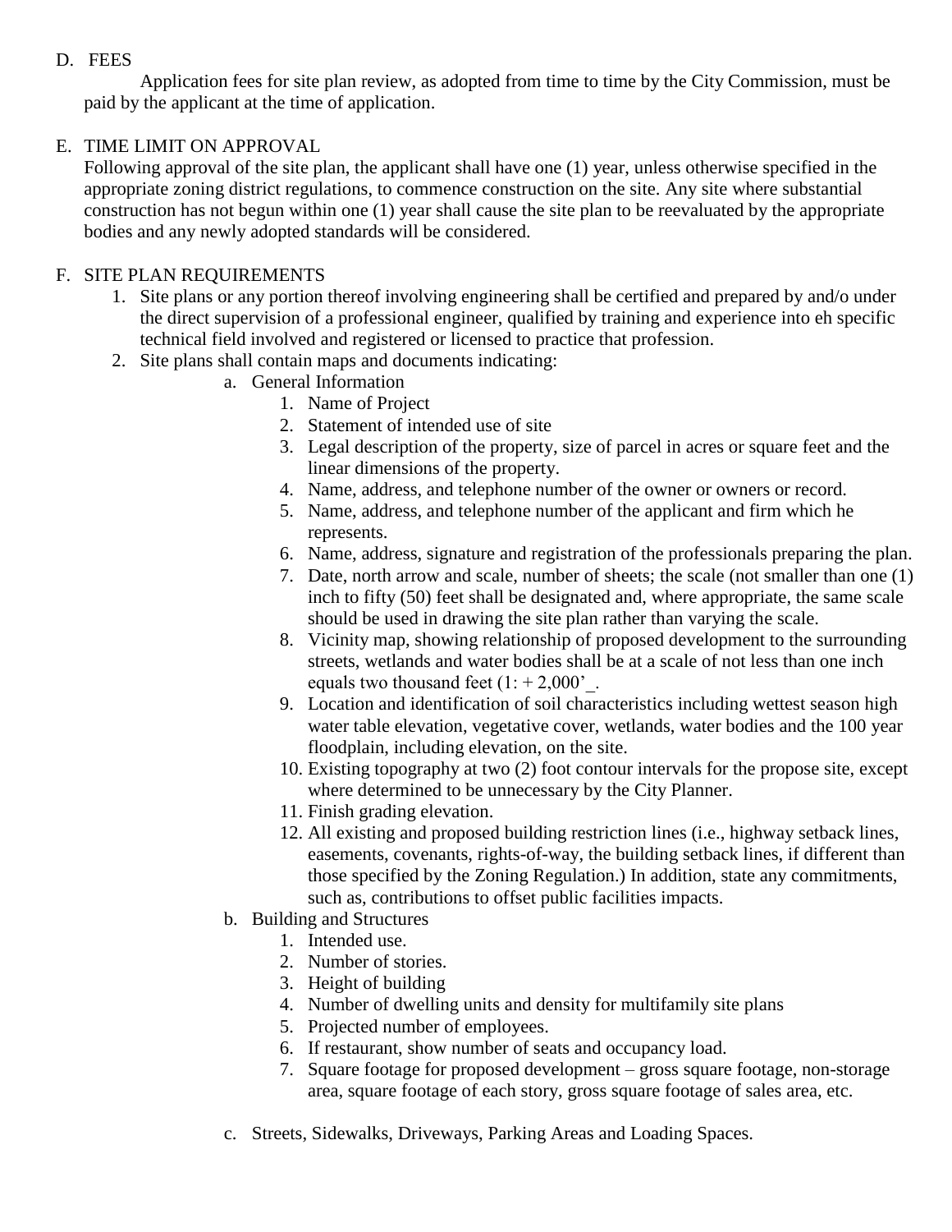D. FEES

Application fees for site plan review, as adopted from time to time by the City Commission, must be paid by the applicant at the time of application.

E. TIME LIMIT ON APPROVAL

Following approval of the site plan, the applicant shall have one (1) year, unless otherwise specified in the appropriate zoning district regulations, to commence construction on the site. Any site where substantial construction has not begun within one (1) year shall cause the site plan to be reevaluated by the appropriate bodies and any newly adopted standards will be considered.

F. SITE PLAN REQUIREMENTS

1. Site plans or any portion thereof involving engineering shall be certified and prepared by and/o under the direct supervision of a professional engineer, qualified by training and experience into eh specific technical field involved and registered or licensed to practice that profession.
2. Site plans shall contain maps and documents indicating:
   a. General Information
      1. Name of Project
      2. Statement of intended use of site
      3. Legal description of the property, size of parcel in acres or square feet and the linear dimensions of the property.
      4. Name, address, and telephone number of the owner or owners or record.
      5. Name, address, and telephone number of the applicant and firm which he represents.
      6. Name, address, signature and registration of the professionals preparing the plan.
      7. Date, north arrow and scale, number of sheets; the scale (not smaller than one (1) inch to fifty (50) feet shall be designated and, where appropriate, the same scale should be used in drawing the site plan rather than varying the scale.
      8. Vicinity map, showing relationship of proposed development to the surrounding streets, wetlands and water bodies shall be at a scale of not less than one inch equals two thousand feet (1: + 2,000'_.
      9. Location and identification of soil characteristics including wettest season high water table elevation, vegetative cover, wetlands, water bodies and the 100 year floodplain, including elevation, on the site.
      10. Existing topography at two (2) foot contour intervals for the propose site, except where determined to be unnecessary by the City Planner.
      11. Finish grading elevation.
      12. All existing and proposed building restriction lines (i.e., highway setback lines, easements, covenants, rights-of-way, the building setback lines, if different than those specified by the Zoning Regulation.) In addition, state any commitments, such as, contributions to offset public facilities impacts.
   b. Building and Structures
      1. Intended use.
      2. Number of stories.
      3. Height of building
      4. Number of dwelling units and density for multifamily site plans
      5. Projected number of employees.
      6. If restaurant, show number of seats and occupancy load.
      7. Square footage for proposed development – gross square footage, non-storage area, square footage of each story, gross square footage of sales area, etc.
   c. Streets, Sidewalks, Driveways, Parking Areas and Loading Spaces.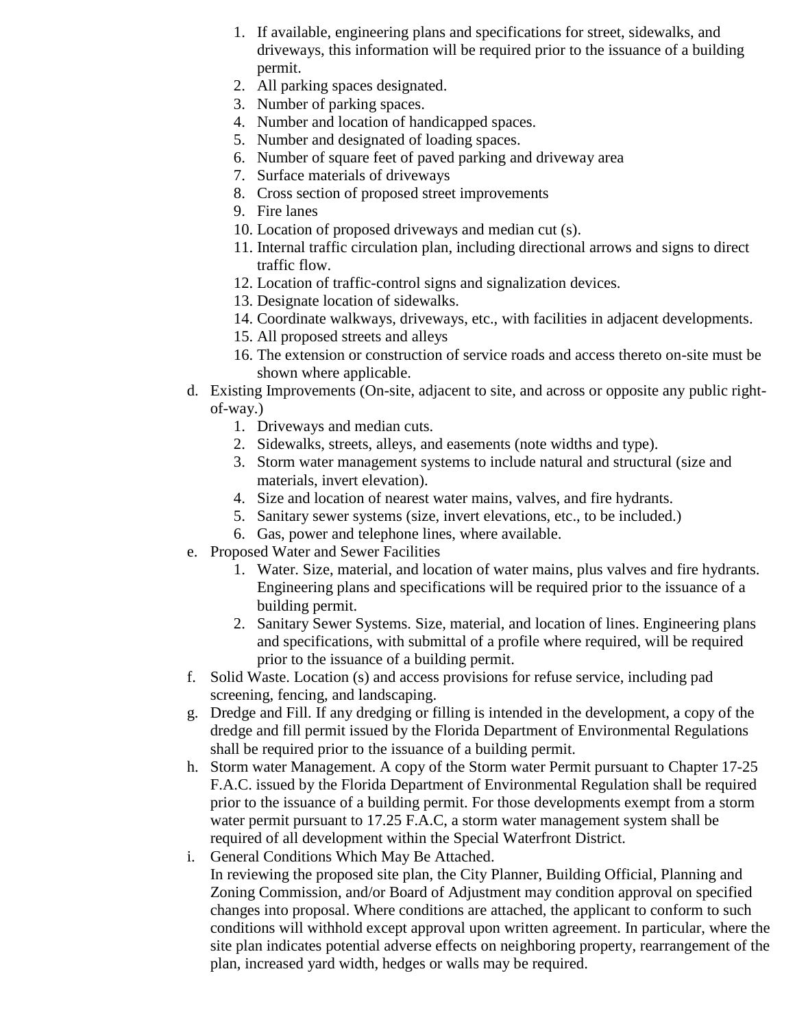1. If available, engineering plans and specifications for street, sidewalks, and driveways, this information will be required prior to the issuance of a building permit.
2. All parking spaces designated.
3. Number of parking spaces.
4. Number and location of handicapped spaces.
5. Number and designated of loading spaces.
6. Number of square feet of paved parking and driveway area
7. Surface materials of driveways
8. Cross section of proposed street improvements
9. Fire lanes
10. Location of proposed driveways and median cut (s).
11. Internal traffic circulation plan, including directional arrows and signs to direct traffic flow.
12. Location of traffic-control signs and signalization devices.
13. Designate location of sidewalks.
14. Coordinate walkways, driveways, etc., with facilities in adjacent developments.
15. All proposed streets and alleys
16. The extension or construction of service roads and access thereto on-site must be shown where applicable.

d. Existing Improvements (On-site, adjacent to site, and across or opposite any public right-of-way.)
   1. Driveways and median cuts.
   2. Sidewalks, streets, alleys, and easements (note widths and type).
   3. Storm water management systems to include natural and structural (size and materials, invert elevation).
   4. Size and location of nearest water mains, valves, and fire hydrants.
   5. Sanitary sewer systems (size, invert elevations, etc., to be included.)
   6. Gas, power and telephone lines, where available.

e. Proposed Water and Sewer Facilities
   1. Water. Size, material, and location of water mains, plus valves and fire hydrants. Engineering plans and specifications will be required prior to the issuance of a building permit.
   2. Sanitary Sewer Systems. Size, material, and location of lines. Engineering plans and specifications, with submittal of a profile where required, will be required prior to the issuance of a building permit.

f. Solid Waste. Location (s) and access provisions for refuse service, including pad screening, fencing, and landscaping.

g. Dredge and Fill. If any dredging or filling is intended in the development, a copy of the dredge and fill permit issued by the Florida Department of Environmental Regulations shall be required prior to the issuance of a building permit.

h. Storm water Management. A copy of the Storm water Permit pursuant to Chapter 17-25 F.A.C. issued by the Florida Department of Environmental Regulation shall be required prior to the issuance of a building permit. For those developments exempt from a storm water permit pursuant to 17.25 F.A.C, a storm water management system shall be required of all development within the Special Waterfront District.

i. General Conditions Which May Be Attached.
   In reviewing the proposed site plan, the City Planner, Building Official, Planning and Zoning Commission, and/or Board of Adjustment may condition approval on specified changes into proposal. Where conditions are attached, the applicant to conform to such conditions will withhold except approval upon written agreement. In particular, where the site plan indicates potential adverse effects on neighboring property, rearrangement of the plan, increased yard width, hedges or walls may be required.